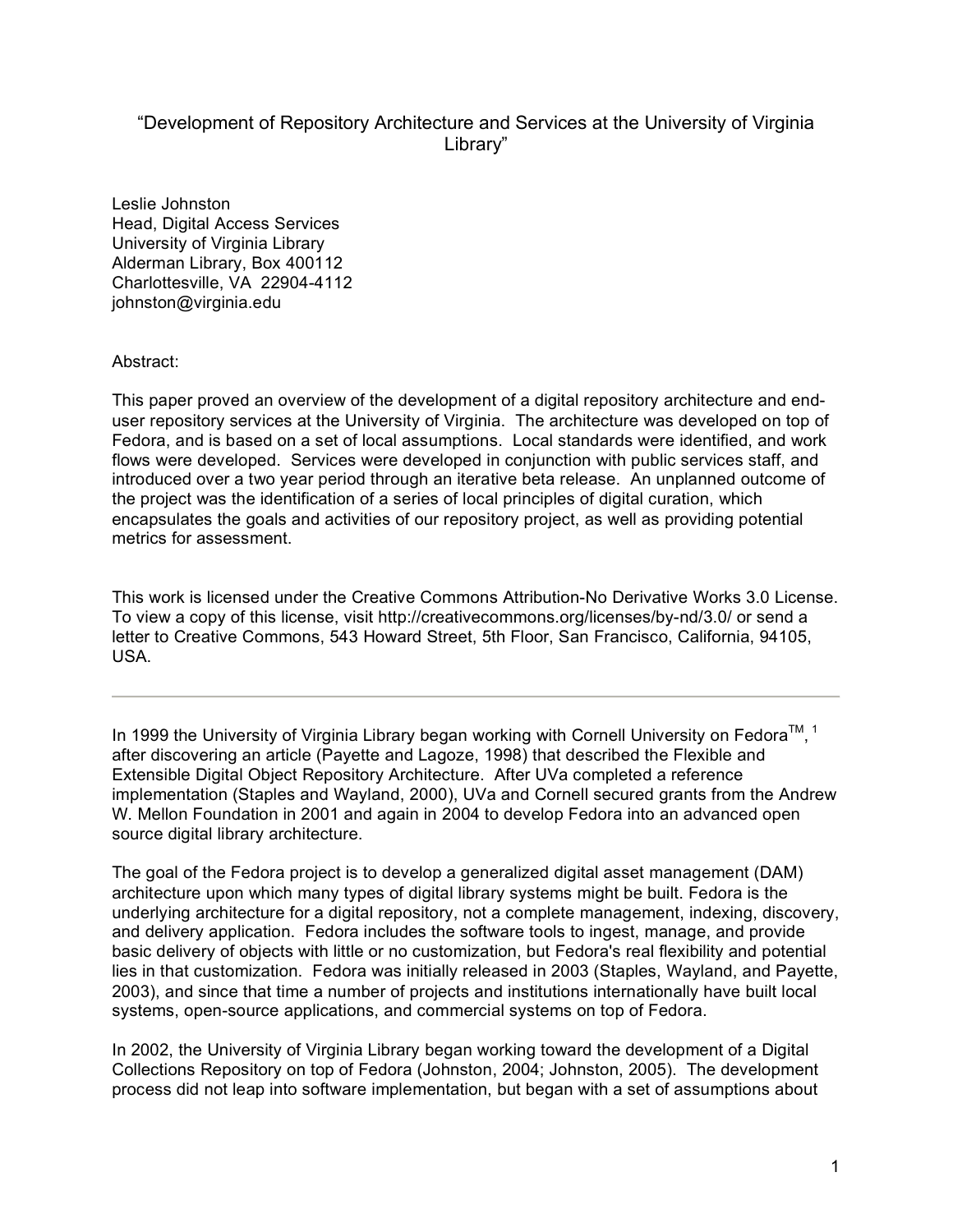# "Development of Repository Architecture and Services at the University of Virginia Library"

Leslie Johnston
Head, Digital Access Services
University of Virginia Library
Alderman Library, Box 400112
Charlottesville, VA 22904-4112
johnston@virginia.edu

Abstract:

This paper proved an overview of the development of a digital repository architecture and end-user repository services at the University of Virginia. The architecture was developed on top of Fedora, and is based on a set of local assumptions. Local standards were identified, and work flows were developed. Services were developed in conjunction with public services staff, and introduced over a two year period through an iterative beta release. An unplanned outcome of the project was the identification of a series of local principles of digital curation, which encapsulates the goals and activities of our repository project, as well as providing potential metrics for assessment.

This work is licensed under the Creative Commons Attribution-No Derivative Works 3.0 License. To view a copy of this license, visit http://creativecommons.org/licenses/by-nd/3.0/ or send a letter to Creative Commons, 543 Howard Street, 5th Floor, San Francisco, California, 94105, USA.

---

In 1999 the University of Virginia Library began working with Cornell University on Fedora™, [1] after discovering an article (Payette and Lagoze, 1998) that described the Flexible and Extensible Digital Object Repository Architecture. After UVa completed a reference implementation (Staples and Wayland, 2000), UVa and Cornell secured grants from the Andrew W. Mellon Foundation in 2001 and again in 2004 to develop Fedora into an advanced open source digital library architecture.

The goal of the Fedora project is to develop a generalized digital asset management (DAM) architecture upon which many types of digital library systems might be built. Fedora is the underlying architecture for a digital repository, not a complete management, indexing, discovery, and delivery application. Fedora includes the software tools to ingest, manage, and provide basic delivery of objects with little or no customization, but Fedora's real flexibility and potential lies in that customization. Fedora was initially released in 2003 (Staples, Wayland, and Payette, 2003), and since that time a number of projects and institutions internationally have built local systems, open-source applications, and commercial systems on top of Fedora.

In 2002, the University of Virginia Library began working toward the development of a Digital Collections Repository on top of Fedora (Johnston, 2004; Johnston, 2005). The development process did not leap into software implementation, but began with a set of assumptions about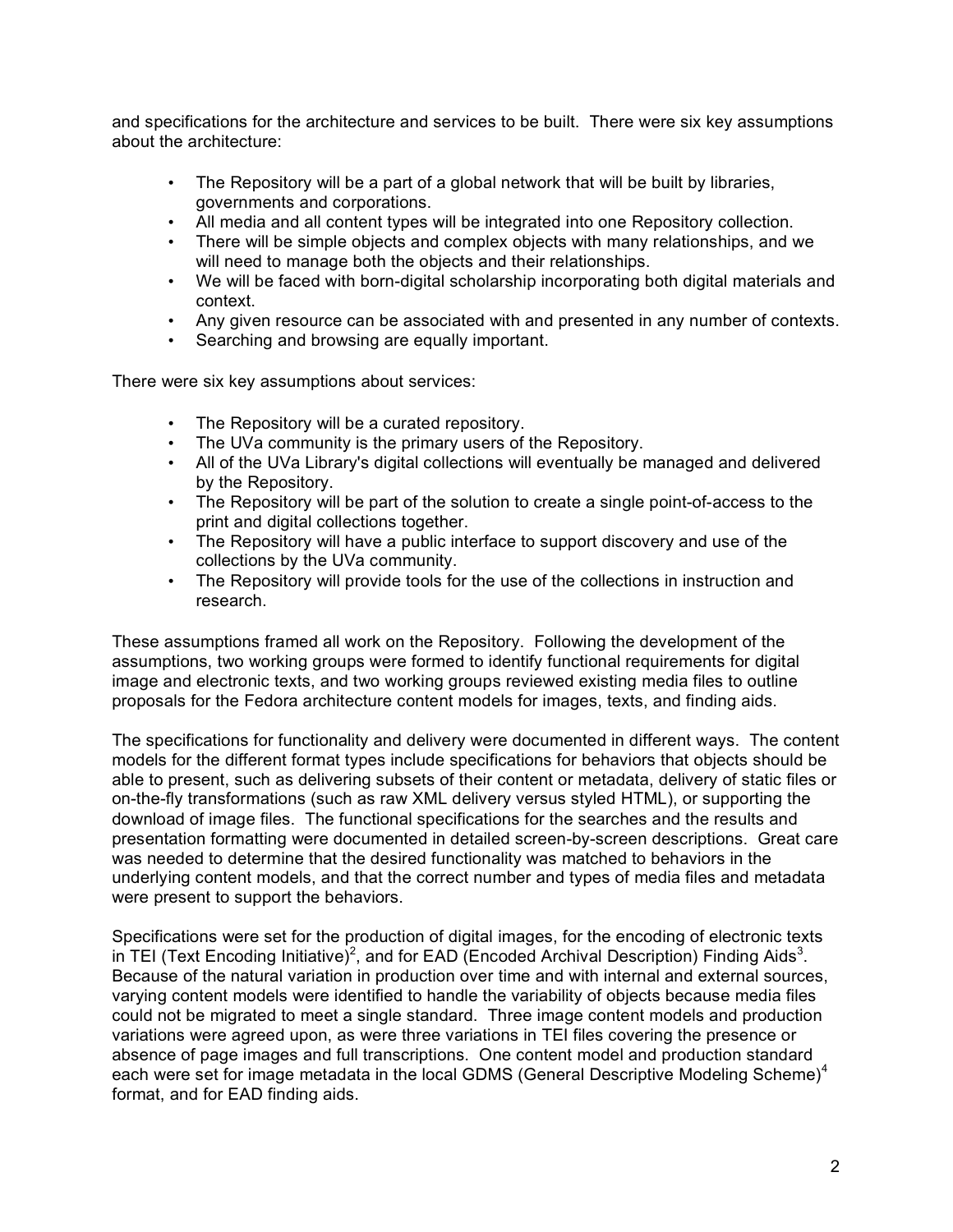and specifications for the architecture and services to be built. There were six key assumptions about the architecture:

- The Repository will be a part of a global network that will be built by libraries, governments and corporations.
- All media and all content types will be integrated into one Repository collection.
- There will be simple objects and complex objects with many relationships, and we will need to manage both the objects and their relationships.
- We will be faced with born-digital scholarship incorporating both digital materials and context.
- Any given resource can be associated with and presented in any number of contexts.
- Searching and browsing are equally important.

There were six key assumptions about services:

- The Repository will be a curated repository.
- The UVa community is the primary users of the Repository.
- All of the UVa Library's digital collections will eventually be managed and delivered by the Repository.
- The Repository will be part of the solution to create a single point-of-access to the print and digital collections together.
- The Repository will have a public interface to support discovery and use of the collections by the UVa community.
- The Repository will provide tools for the use of the collections in instruction and research.

These assumptions framed all work on the Repository. Following the development of the assumptions, two working groups were formed to identify functional requirements for digital image and electronic texts, and two working groups reviewed existing media files to outline proposals for the Fedora architecture content models for images, texts, and finding aids.

The specifications for functionality and delivery were documented in different ways. The content models for the different format types include specifications for behaviors that objects should be able to present, such as delivering subsets of their content or metadata, delivery of static files or on-the-fly transformations (such as raw XML delivery versus styled HTML), or supporting the download of image files. The functional specifications for the searches and the results and presentation formatting were documented in detailed screen-by-screen descriptions. Great care was needed to determine that the desired functionality was matched to behaviors in the underlying content models, and that the correct number and types of media files and metadata were present to support the behaviors.

Specifications were set for the production of digital images, for the encoding of electronic texts in TEI (Text Encoding Initiative)[2], and for EAD (Encoded Archival Description) Finding Aids[3]. Because of the natural variation in production over time and with internal and external sources, varying content models were identified to handle the variability of objects because media files could not be migrated to meet a single standard. Three image content models and production variations were agreed upon, as were three variations in TEI files covering the presence or absence of page images and full transcriptions. One content model and production standard each were set for image metadata in the local GDMS (General Descriptive Modeling Scheme)[4] format, and for EAD finding aids.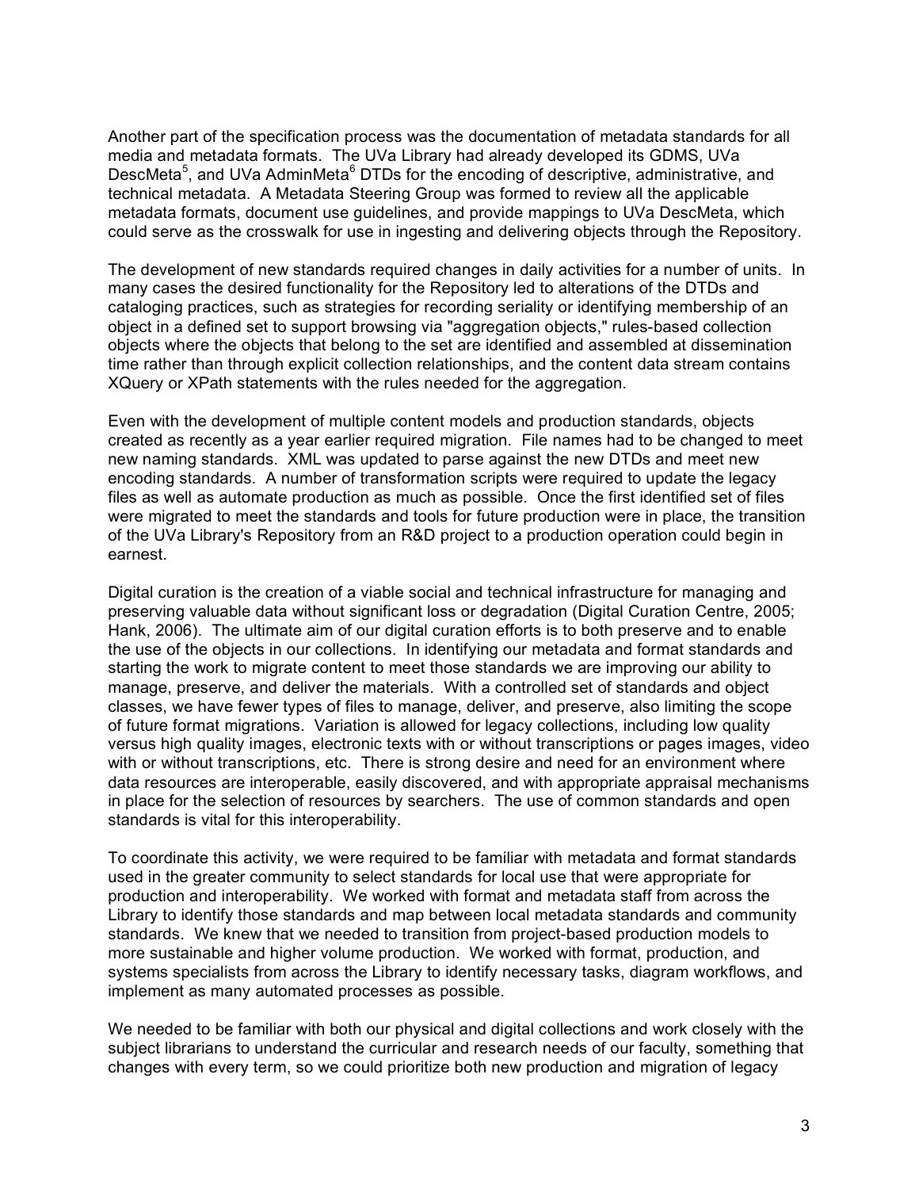Another part of the specification process was the documentation of metadata standards for all media and metadata formats. The UVa Library had already developed its GDMS, UVa DescMeta[5], and UVa AdminMeta[6] DTDs for the encoding of descriptive, administrative, and technical metadata. A Metadata Steering Group was formed to review all the applicable metadata formats, document use guidelines, and provide mappings to UVa DescMeta, which could serve as the crosswalk for use in ingesting and delivering objects through the Repository.

The development of new standards required changes in daily activities for a number of units. In many cases the desired functionality for the Repository led to alterations of the DTDs and cataloging practices, such as strategies for recording seriality or identifying membership of an object in a defined set to support browsing via "aggregation objects," rules-based collection objects where the objects that belong to the set are identified and assembled at dissemination time rather than through explicit collection relationships, and the content data stream contains XQuery or XPath statements with the rules needed for the aggregation.

Even with the development of multiple content models and production standards, objects created as recently as a year earlier required migration. File names had to be changed to meet new naming standards. XML was updated to parse against the new DTDs and meet new encoding standards. A number of transformation scripts were required to update the legacy files as well as automate production as much as possible. Once the first identified set of files were migrated to meet the standards and tools for future production were in place, the transition of the UVa Library's Repository from an R&D project to a production operation could begin in earnest.

Digital curation is the creation of a viable social and technical infrastructure for managing and preserving valuable data without significant loss or degradation (Digital Curation Centre, 2005; Hank, 2006). The ultimate aim of our digital curation efforts is to both preserve and to enable the use of the objects in our collections. In identifying our metadata and format standards and starting the work to migrate content to meet those standards we are improving our ability to manage, preserve, and deliver the materials. With a controlled set of standards and object classes, we have fewer types of files to manage, deliver, and preserve, also limiting the scope of future format migrations. Variation is allowed for legacy collections, including low quality versus high quality images, electronic texts with or without transcriptions or pages images, video with or without transcriptions, etc. There is strong desire and need for an environment where data resources are interoperable, easily discovered, and with appropriate appraisal mechanisms in place for the selection of resources by searchers. The use of common standards and open standards is vital for this interoperability.

To coordinate this activity, we were required to be familiar with metadata and format standards used in the greater community to select standards for local use that were appropriate for production and interoperability. We worked with format and metadata staff from across the Library to identify those standards and map between local metadata standards and community standards. We knew that we needed to transition from project-based production models to more sustainable and higher volume production. We worked with format, production, and systems specialists from across the Library to identify necessary tasks, diagram workflows, and implement as many automated processes as possible.

We needed to be familiar with both our physical and digital collections and work closely with the subject librarians to understand the curricular and research needs of our faculty, something that changes with every term, so we could prioritize both new production and migration of legacy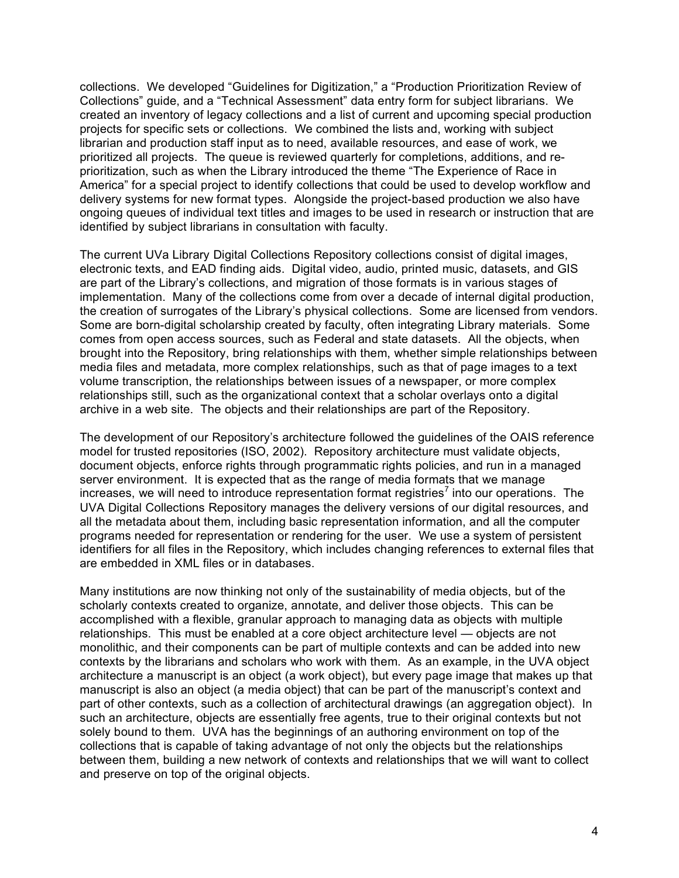collections. We developed "Guidelines for Digitization," a "Production Prioritization Review of Collections" guide, and a "Technical Assessment" data entry form for subject librarians. We created an inventory of legacy collections and a list of current and upcoming special production projects for specific sets or collections. We combined the lists and, working with subject librarian and production staff input as to need, available resources, and ease of work, we prioritized all projects. The queue is reviewed quarterly for completions, additions, and re-prioritization, such as when the Library introduced the theme "The Experience of Race in America" for a special project to identify collections that could be used to develop workflow and delivery systems for new format types. Alongside the project-based production we also have ongoing queues of individual text titles and images to be used in research or instruction that are identified by subject librarians in consultation with faculty.

The current UVa Library Digital Collections Repository collections consist of digital images, electronic texts, and EAD finding aids. Digital video, audio, printed music, datasets, and GIS are part of the Library's collections, and migration of those formats is in various stages of implementation. Many of the collections come from over a decade of internal digital production, the creation of surrogates of the Library's physical collections. Some are licensed from vendors. Some are born-digital scholarship created by faculty, often integrating Library materials. Some comes from open access sources, such as Federal and state datasets. All the objects, when brought into the Repository, bring relationships with them, whether simple relationships between media files and metadata, more complex relationships, such as that of page images to a text volume transcription, the relationships between issues of a newspaper, or more complex relationships still, such as the organizational context that a scholar overlays onto a digital archive in a web site. The objects and their relationships are part of the Repository.

The development of our Repository's architecture followed the guidelines of the OAIS reference model for trusted repositories (ISO, 2002). Repository architecture must validate objects, document objects, enforce rights through programmatic rights policies, and run in a managed server environment. It is expected that as the range of media formats that we manage increases, we will need to introduce representation format registries[7] into our operations. The UVA Digital Collections Repository manages the delivery versions of our digital resources, and all the metadata about them, including basic representation information, and all the computer programs needed for representation or rendering for the user. We use a system of persistent identifiers for all files in the Repository, which includes changing references to external files that are embedded in XML files or in databases.

Many institutions are now thinking not only of the sustainability of media objects, but of the scholarly contexts created to organize, annotate, and deliver those objects. This can be accomplished with a flexible, granular approach to managing data as objects with multiple relationships. This must be enabled at a core object architecture level — objects are not monolithic, and their components can be part of multiple contexts and can be added into new contexts by the librarians and scholars who work with them. As an example, in the UVA object architecture a manuscript is an object (a work object), but every page image that makes up that manuscript is also an object (a media object) that can be part of the manuscript's context and part of other contexts, such as a collection of architectural drawings (an aggregation object). In such an architecture, objects are essentially free agents, true to their original contexts but not solely bound to them. UVA has the beginnings of an authoring environment on top of the collections that is capable of taking advantage of not only the objects but the relationships between them, building a new network of contexts and relationships that we will want to collect and preserve on top of the original objects.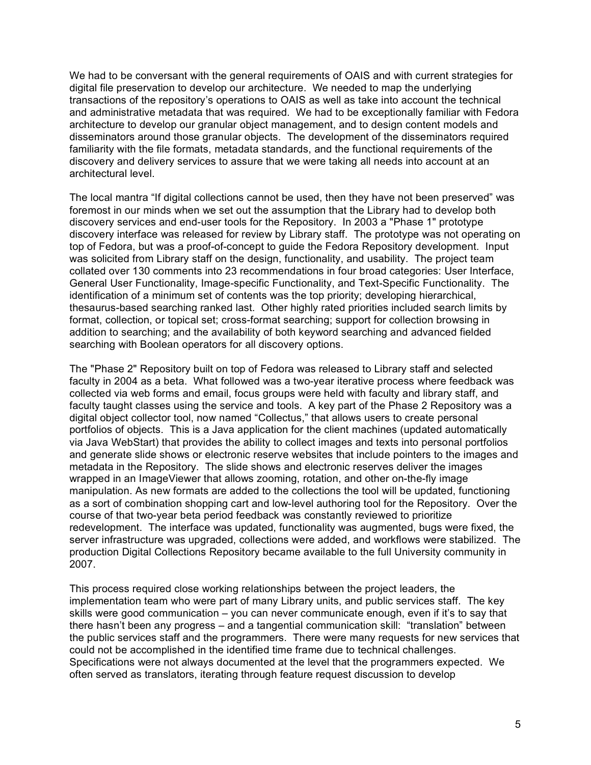We had to be conversant with the general requirements of OAIS and with current strategies for digital file preservation to develop our architecture. We needed to map the underlying transactions of the repository's operations to OAIS as well as take into account the technical and administrative metadata that was required. We had to be exceptionally familiar with Fedora architecture to develop our granular object management, and to design content models and disseminators around those granular objects. The development of the disseminators required familiarity with the file formats, metadata standards, and the functional requirements of the discovery and delivery services to assure that we were taking all needs into account at an architectural level.

The local mantra "If digital collections cannot be used, then they have not been preserved" was foremost in our minds when we set out the assumption that the Library had to develop both discovery services and end-user tools for the Repository. In 2003 a "Phase 1" prototype discovery interface was released for review by Library staff. The prototype was not operating on top of Fedora, but was a proof-of-concept to guide the Fedora Repository development. Input was solicited from Library staff on the design, functionality, and usability. The project team collated over 130 comments into 23 recommendations in four broad categories: User Interface, General User Functionality, Image-specific Functionality, and Text-Specific Functionality. The identification of a minimum set of contents was the top priority; developing hierarchical, thesaurus-based searching ranked last. Other highly rated priorities included search limits by format, collection, or topical set; cross-format searching; support for collection browsing in addition to searching; and the availability of both keyword searching and advanced fielded searching with Boolean operators for all discovery options.

The "Phase 2" Repository built on top of Fedora was released to Library staff and selected faculty in 2004 as a beta. What followed was a two-year iterative process where feedback was collected via web forms and email, focus groups were held with faculty and library staff, and faculty taught classes using the service and tools. A key part of the Phase 2 Repository was a digital object collector tool, now named "Collectus," that allows users to create personal portfolios of objects. This is a Java application for the client machines (updated automatically via Java WebStart) that provides the ability to collect images and texts into personal portfolios and generate slide shows or electronic reserve websites that include pointers to the images and metadata in the Repository. The slide shows and electronic reserves deliver the images wrapped in an ImageViewer that allows zooming, rotation, and other on-the-fly image manipulation. As new formats are added to the collections the tool will be updated, functioning as a sort of combination shopping cart and low-level authoring tool for the Repository. Over the course of that two-year beta period feedback was constantly reviewed to prioritize redevelopment. The interface was updated, functionality was augmented, bugs were fixed, the server infrastructure was upgraded, collections were added, and workflows were stabilized. The production Digital Collections Repository became available to the full University community in 2007.

This process required close working relationships between the project leaders, the implementation team who were part of many Library units, and public services staff. The key skills were good communication – you can never communicate enough, even if it's to say that there hasn't been any progress – and a tangential communication skill: "translation" between the public services staff and the programmers. There were many requests for new services that could not be accomplished in the identified time frame due to technical challenges. Specifications were not always documented at the level that the programmers expected. We often served as translators, iterating through feature request discussion to develop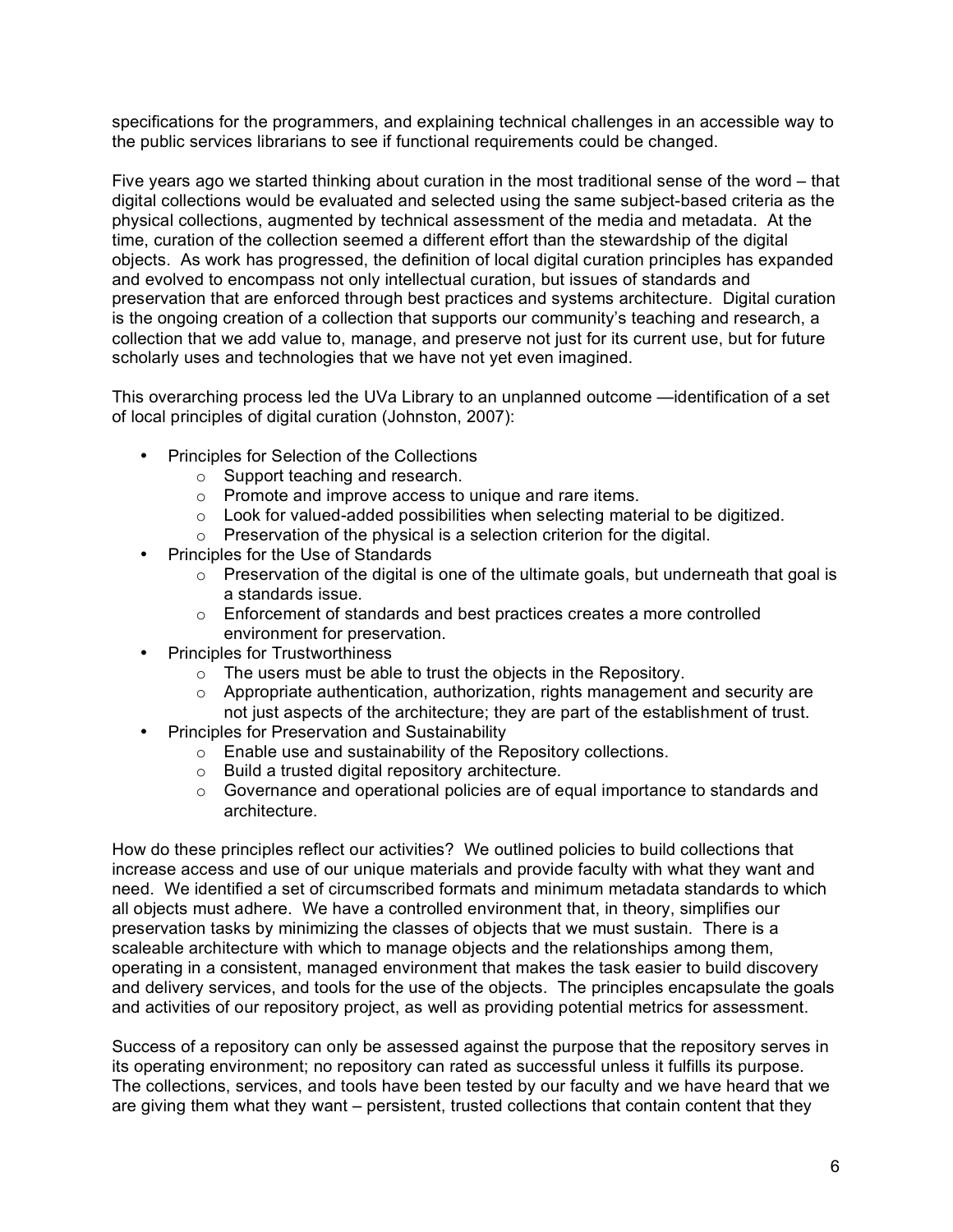specifications for the programmers, and explaining technical challenges in an accessible way to the public services librarians to see if functional requirements could be changed.

Five years ago we started thinking about curation in the most traditional sense of the word – that digital collections would be evaluated and selected using the same subject-based criteria as the physical collections, augmented by technical assessment of the media and metadata. At the time, curation of the collection seemed a different effort than the stewardship of the digital objects. As work has progressed, the definition of local digital curation principles has expanded and evolved to encompass not only intellectual curation, but issues of standards and preservation that are enforced through best practices and systems architecture. Digital curation is the ongoing creation of a collection that supports our community's teaching and research, a collection that we add value to, manage, and preserve not just for its current use, but for future scholarly uses and technologies that we have not yet even imagined.

This overarching process led the UVa Library to an unplanned outcome —identification of a set of local principles of digital curation (Johnston, 2007):

- Principles for Selection of the Collections
  - Support teaching and research.
  - Promote and improve access to unique and rare items.
  - Look for valued-added possibilities when selecting material to be digitized.
  - Preservation of the physical is a selection criterion for the digital.
- Principles for the Use of Standards
  - Preservation of the digital is one of the ultimate goals, but underneath that goal is a standards issue.
  - Enforcement of standards and best practices creates a more controlled environment for preservation.
- Principles for Trustworthiness
  - The users must be able to trust the objects in the Repository.
  - Appropriate authentication, authorization, rights management and security are not just aspects of the architecture; they are part of the establishment of trust.
- Principles for Preservation and Sustainability
  - Enable use and sustainability of the Repository collections.
  - Build a trusted digital repository architecture.
  - Governance and operational policies are of equal importance to standards and architecture.

How do these principles reflect our activities? We outlined policies to build collections that increase access and use of our unique materials and provide faculty with what they want and need. We identified a set of circumscribed formats and minimum metadata standards to which all objects must adhere. We have a controlled environment that, in theory, simplifies our preservation tasks by minimizing the classes of objects that we must sustain. There is a scaleable architecture with which to manage objects and the relationships among them, operating in a consistent, managed environment that makes the task easier to build discovery and delivery services, and tools for the use of the objects. The principles encapsulate the goals and activities of our repository project, as well as providing potential metrics for assessment.

Success of a repository can only be assessed against the purpose that the repository serves in its operating environment; no repository can rated as successful unless it fulfills its purpose. The collections, services, and tools have been tested by our faculty and we have heard that we are giving them what they want – persistent, trusted collections that contain content that they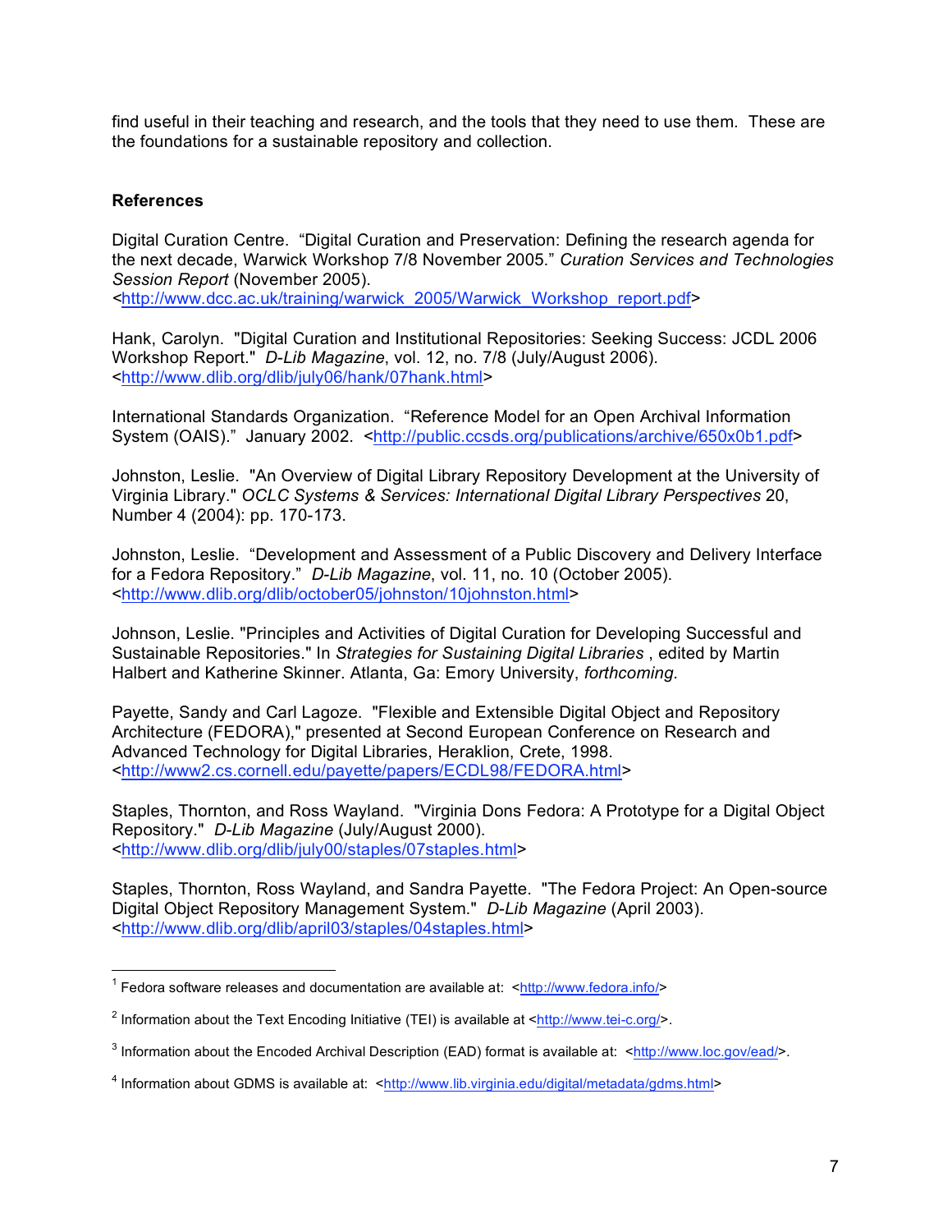find useful in their teaching and research, and the tools that they need to use them. These are the foundations for a sustainable repository and collection.

## References

Digital Curation Centre. “Digital Curation and Preservation: Defining the research agenda for the next decade, Warwick Workshop 7/8 November 2005.” *Curation Services and Technologies Session Report* (November 2005). <http://www.dcc.ac.uk/training/warwick_2005/Warwick_Workshop_report.pdf>

Hank, Carolyn. "Digital Curation and Institutional Repositories: Seeking Success: JCDL 2006 Workshop Report." *D-Lib Magazine*, vol. 12, no. 7/8 (July/August 2006). <http://www.dlib.org/dlib/july06/hank/07hank.html>

International Standards Organization. “Reference Model for an Open Archival Information System (OAIS).” January 2002. <http://public.ccsds.org/publications/archive/650x0b1.pdf>

Johnston, Leslie. "An Overview of Digital Library Repository Development at the University of Virginia Library." *OCLC Systems & Services: International Digital Library Perspectives* 20, Number 4 (2004): pp. 170-173.

Johnston, Leslie. “Development and Assessment of a Public Discovery and Delivery Interface for a Fedora Repository.” *D-Lib Magazine*, vol. 11, no. 10 (October 2005). <http://www.dlib.org/dlib/october05/johnston/10johnston.html>

Johnson, Leslie. "Principles and Activities of Digital Curation for Developing Successful and Sustainable Repositories." In *Strategies for Sustaining Digital Libraries* , edited by Martin Halbert and Katherine Skinner. Atlanta, Ga: Emory University, *forthcoming*.

Payette, Sandy and Carl Lagoze. "Flexible and Extensible Digital Object and Repository Architecture (FEDORA)," presented at Second European Conference on Research and Advanced Technology for Digital Libraries, Heraklion, Crete, 1998. <http://www2.cs.cornell.edu/payette/papers/ECDL98/FEDORA.html>

Staples, Thornton, and Ross Wayland. "Virginia Dons Fedora: A Prototype for a Digital Object Repository." *D-Lib Magazine* (July/August 2000). <http://www.dlib.org/dlib/july00/staples/07staples.html>

Staples, Thornton, Ross Wayland, and Sandra Payette. "The Fedora Project: An Open-source Digital Object Repository Management System." *D-Lib Magazine* (April 2003). <http://www.dlib.org/dlib/april03/staples/04staples.html>

---

[1] Fedora software releases and documentation are available at: <http://www.fedora.info/>

[2] Information about the Text Encoding Initiative (TEI) is available at <http://www.tei-c.org/>.

[3] Information about the Encoded Archival Description (EAD) format is available at: <http://www.loc.gov/ead/>.

[4] Information about GDMS is available at: <http://www.lib.virginia.edu/digital/metadata/gdms.html>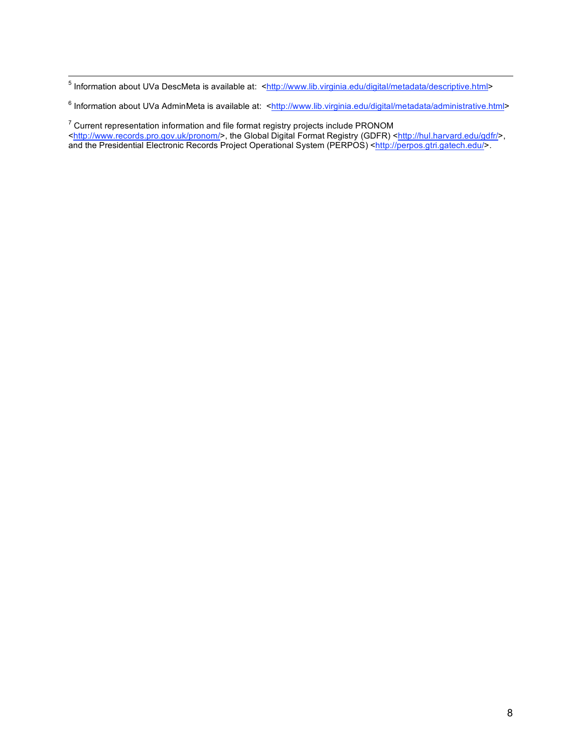[5] Information about UVa DescMeta is available at: <http://www.lib.virginia.edu/digital/metadata/descriptive.html>

[6] Information about UVa AdminMeta is available at: <http://www.lib.virginia.edu/digital/metadata/administrative.html>

[7] Current representation information and file format registry projects include PRONOM <http://www.records.pro.gov.uk/pronom/>, the Global Digital Format Registry (GDFR) <http://hul.harvard.edu/gdfr/>, and the Presidential Electronic Records Project Operational System (PERPOS) <http://perpos.gtri.gatech.edu/>.